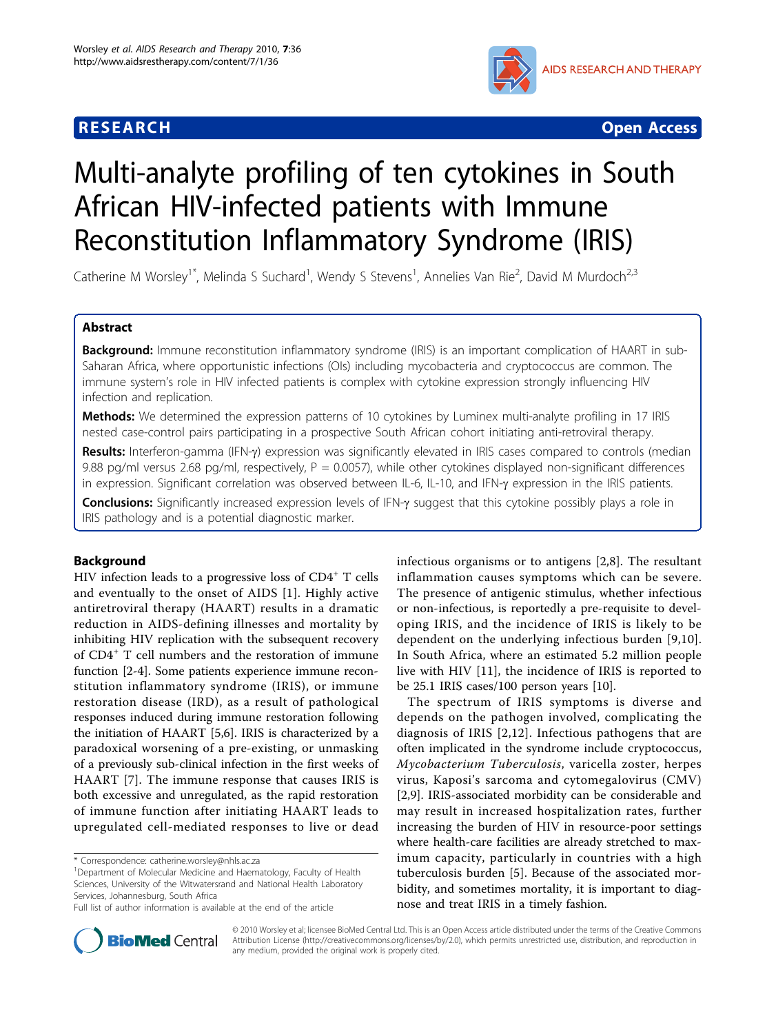# Multi-analyte profiling of ten cytokines in South African HIV-infected patients with Immune Reconstitution Inflammatory Syndrome (IRIS)

Catherine M Worsley[1*], Melinda S Suchard[1], Wendy S Stevens[1], Annelies Van Rie[2], David M Murdoch[2,3]

## Abstract

**Background:** Immune reconstitution inflammatory syndrome (IRIS) is an important complication of HAART in sub-Saharan Africa, where opportunistic infections (OIs) including mycobacteria and cryptococcus are common. The immune system's role in HIV infected patients is complex with cytokine expression strongly influencing HIV infection and replication.

**Methods:** We determined the expression patterns of 10 cytokines by Luminex multi-analyte profiling in 17 IRIS nested case-control pairs participating in a prospective South African cohort initiating anti-retroviral therapy.

**Results:** Interferon-gamma (IFN-γ) expression was significantly elevated in IRIS cases compared to controls (median 9.88 pg/ml versus 2.68 pg/ml, respectively, P = 0.0057), while other cytokines displayed non-significant differences in expression. Significant correlation was observed between IL-6, IL-10, and IFN-γ expression in the IRIS patients.

**Conclusions:** Significantly increased expression levels of IFN-γ suggest that this cytokine possibly plays a role in IRIS pathology and is a potential diagnostic marker.

## Background

HIV infection leads to a progressive loss of $CD4^+$ T cells and eventually to the onset of AIDS [1]. Highly active antiretroviral therapy (HAART) results in a dramatic reduction in AIDS-defining illnesses and mortality by inhibiting HIV replication with the subsequent recovery of $CD4^+$ T cell numbers and the restoration of immune function [2-4]. Some patients experience immune reconstitution inflammatory syndrome (IRIS), or immune restoration disease (IRD), as a result of pathological responses induced during immune restoration following the initiation of HAART [5,6]. IRIS is characterized by a paradoxical worsening of a pre-existing, or unmasking of a previously sub-clinical infection in the first weeks of HAART [7]. The immune response that causes IRIS is both excessive and unregulated, as the rapid restoration of immune function after initiating HAART leads to upregulated cell-mediated responses to live or dead infectious organisms or to antigens [2,8]. The resultant inflammation causes symptoms which can be severe. The presence of antigenic stimulus, whether infectious or non-infectious, is reportedly a pre-requisite to developing IRIS, and the incidence of IRIS is likely to be dependent on the underlying infectious burden [9,10]. In South Africa, where an estimated 5.2 million people live with HIV [11], the incidence of IRIS is reported to be 25.1 IRIS cases/100 person years [10].

The spectrum of IRIS symptoms is diverse and depends on the pathogen involved, complicating the diagnosis of IRIS [2,12]. Infectious pathogens that are often implicated in the syndrome include cryptococcus, *Mycobacterium Tuberculosis*, varicella zoster, herpes virus, Kaposi's sarcoma and cytomegalovirus (CMV) [2,9]. IRIS-associated morbidity can be considerable and may result in increased hospitalization rates, further increasing the burden of HIV in resource-poor settings where health-care facilities are already stretched to maximum capacity, particularly in countries with a high tuberculosis burden [5]. Because of the associated morbidity, and sometimes mortality, it is important to diagnose and treat IRIS in a timely fashion.

\* Correspondence: catherine.worsley@nhls.ac.za

[1]Department of Molecular Medicine and Haematology, Faculty of Health Sciences, University of the Witwatersrand and National Health Laboratory Services, Johannesburg, South Africa

Full list of author information is available at the end of the article

© 2010 Worsley et al; licensee BioMed Central Ltd. This is an Open Access article distributed under the terms of the Creative Commons Attribution License (http://creativecommons.org/licenses/by/2.0), which permits unrestricted use, distribution, and reproduction in any medium, provided the original work is properly cited.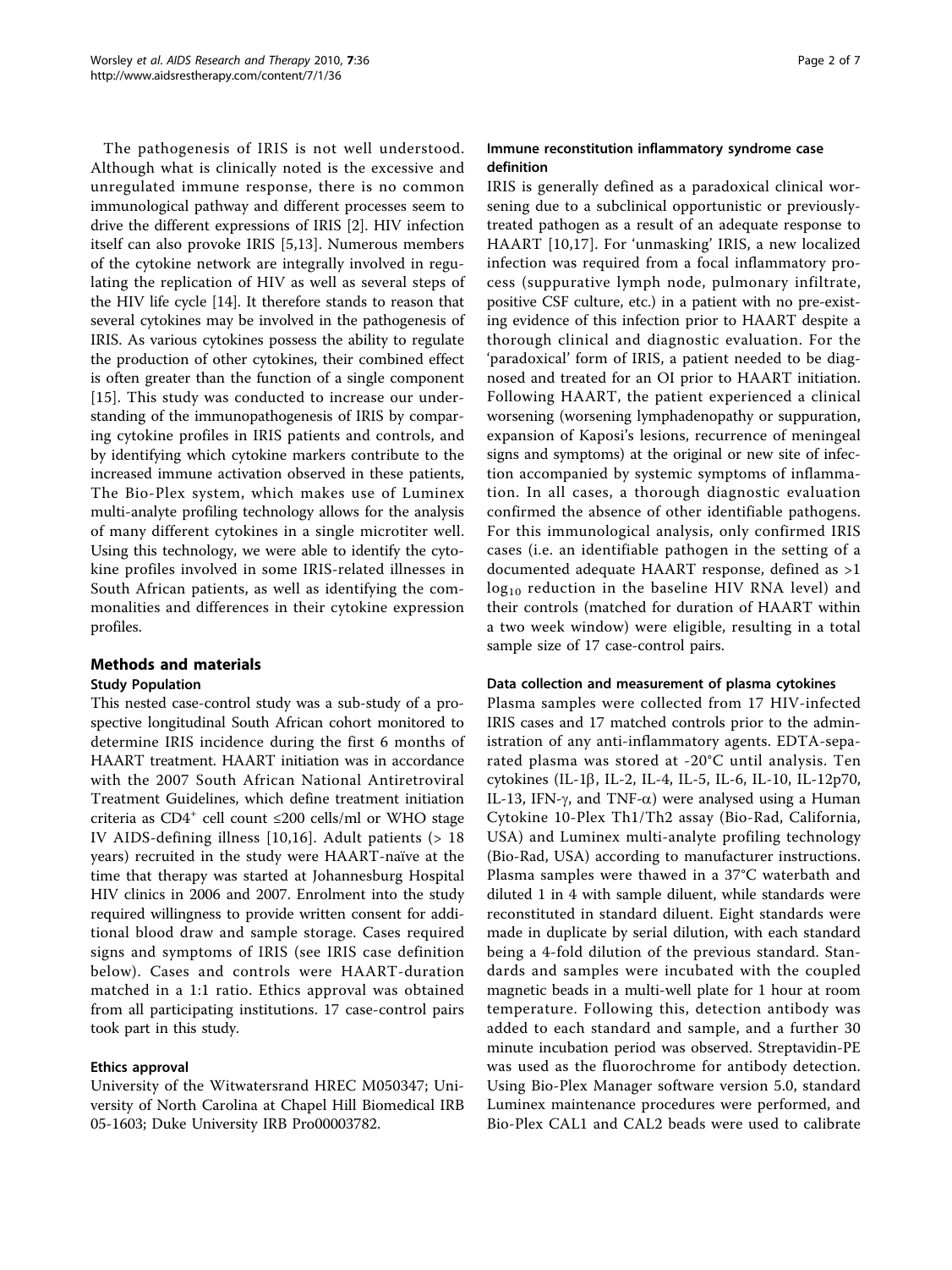The pathogenesis of IRIS is not well understood. Although what is clinically noted is the excessive and unregulated immune response, there is no common immunological pathway and different processes seem to drive the different expressions of IRIS [2]. HIV infection itself can also provoke IRIS [5,13]. Numerous members of the cytokine network are integrally involved in regulating the replication of HIV as well as several steps of the HIV life cycle [14]. It therefore stands to reason that several cytokines may be involved in the pathogenesis of IRIS. As various cytokines possess the ability to regulate the production of other cytokines, their combined effect is often greater than the function of a single component [15]. This study was conducted to increase our understanding of the immunopathogenesis of IRIS by comparing cytokine profiles in IRIS patients and controls, and by identifying which cytokine markers contribute to the increased immune activation observed in these patients, The Bio-Plex system, which makes use of Luminex multi-analyte profiling technology allows for the analysis of many different cytokines in a single microtiter well. Using this technology, we were able to identify the cytokine profiles involved in some IRIS-related illnesses in South African patients, as well as identifying the commonalities and differences in their cytokine expression profiles.

## Methods and materials

### Study Population

This nested case-control study was a sub-study of a prospective longitudinal South African cohort monitored to determine IRIS incidence during the first 6 months of HAART treatment. HAART initiation was in accordance with the 2007 South African National Antiretroviral Treatment Guidelines, which define treatment initiation criteria as $CD4^+$ cell count ≤200 cells/ml or WHO stage IV AIDS-defining illness [10,16]. Adult patients (> 18 years) recruited in the study were HAART-naïve at the time that therapy was started at Johannesburg Hospital HIV clinics in 2006 and 2007. Enrolment into the study required willingness to provide written consent for additional blood draw and sample storage. Cases required signs and symptoms of IRIS (see IRIS case definition below). Cases and controls were HAART-duration matched in a 1:1 ratio. Ethics approval was obtained from all participating institutions. 17 case-control pairs took part in this study.

### Ethics approval

University of the Witwatersrand HREC M050347; University of North Carolina at Chapel Hill Biomedical IRB 05-1603; Duke University IRB Pro00003782.

### Immune reconstitution inflammatory syndrome case definition

IRIS is generally defined as a paradoxical clinical worsening due to a subclinical opportunistic or previously-treated pathogen as a result of an adequate response to HAART [10,17]. For 'unmasking' IRIS, a new localized infection was required from a focal inflammatory process (suppurative lymph node, pulmonary infiltrate, positive CSF culture, etc.) in a patient with no pre-existing evidence of this infection prior to HAART despite a thorough clinical and diagnostic evaluation. For the 'paradoxical' form of IRIS, a patient needed to be diagnosed and treated for an OI prior to HAART initiation. Following HAART, the patient experienced a clinical worsening (worsening lymphadenopathy or suppuration, expansion of Kaposi's lesions, recurrence of meningeal signs and symptoms) at the original or new site of infection accompanied by systemic symptoms of inflammation. In all cases, a thorough diagnostic evaluation confirmed the absence of other identifiable pathogens. For this immunological analysis, only confirmed IRIS cases (i.e. an identifiable pathogen in the setting of a documented adequate HAART response, defined as >1 $\log_{10}$ reduction in the baseline HIV RNA level) and their controls (matched for duration of HAART within a two week window) were eligible, resulting in a total sample size of 17 case-control pairs.

### Data collection and measurement of plasma cytokines

Plasma samples were collected from 17 HIV-infected IRIS cases and 17 matched controls prior to the administration of any anti-inflammatory agents. EDTA-separated plasma was stored at -20°C until analysis. Ten cytokines (IL-1β, IL-2, IL-4, IL-5, IL-6, IL-10, IL-12p70, IL-13, IFN-γ, and TNF-α) were analysed using a Human Cytokine 10-Plex Th1/Th2 assay (Bio-Rad, California, USA) and Luminex multi-analyte profiling technology (Bio-Rad, USA) according to manufacturer instructions. Plasma samples were thawed in a 37°C waterbath and diluted 1 in 4 with sample diluent, while standards were reconstituted in standard diluent. Eight standards were made in duplicate by serial dilution, with each standard being a 4-fold dilution of the previous standard. Standards and samples were incubated with the coupled magnetic beads in a multi-well plate for 1 hour at room temperature. Following this, detection antibody was added to each standard and sample, and a further 30 minute incubation period was observed. Streptavidin-PE was used as the fluorochrome for antibody detection. Using Bio-Plex Manager software version 5.0, standard Luminex maintenance procedures were performed, and Bio-Plex CAL1 and CAL2 beads were used to calibrate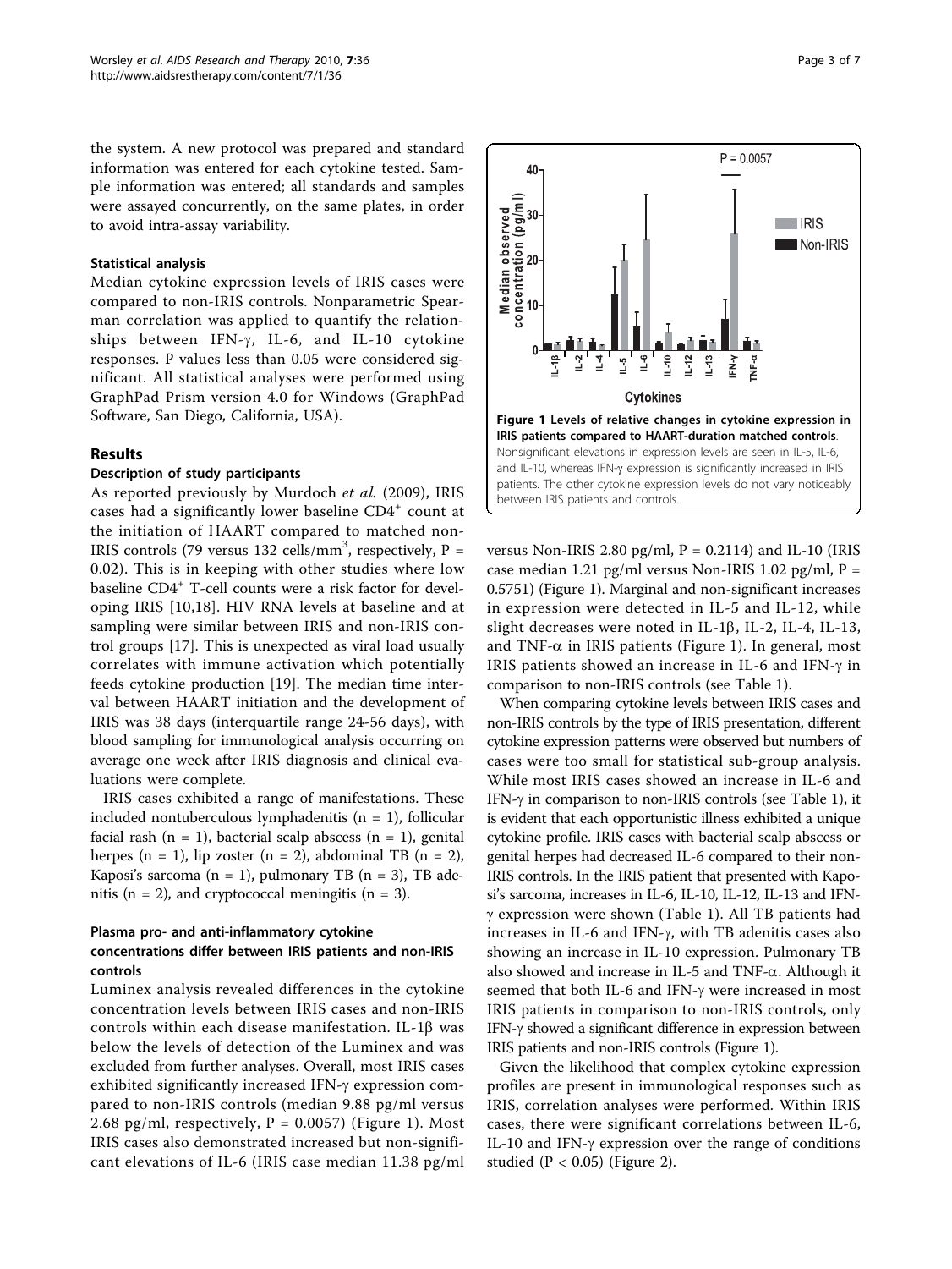the system. A new protocol was prepared and standard information was entered for each cytokine tested. Sample information was entered; all standards and samples were assayed concurrently, on the same plates, in order to avoid intra-assay variability.

### Statistical analysis

Median cytokine expression levels of IRIS cases were compared to non-IRIS controls. Nonparametric Spearman correlation was applied to quantify the relationships between IFN-γ, IL-6, and IL-10 cytokine responses. P values less than 0.05 were considered significant. All statistical analyses were performed using GraphPad Prism version 4.0 for Windows (GraphPad Software, San Diego, California, USA).

## Results

### Description of study participants

As reported previously by Murdoch *et al.* (2009), IRIS cases had a significantly lower baseline $CD4^+$ count at the initiation of HAART compared to matched non-IRIS controls (79 versus 132 cells/$mm^3$, respectively, $P = 0.02$). This is in keeping with other studies where low baseline $CD4^+$ T-cell counts were a risk factor for developing IRIS [10,18]. HIV RNA levels at baseline and at sampling were similar between IRIS and non-IRIS control groups [17]. This is unexpected as viral load usually correlates with immune activation which potentially feeds cytokine production [19]. The median time interval between HAART initiation and the development of IRIS was 38 days (interquartile range 24-56 days), with blood sampling for immunological analysis occurring on average one week after IRIS diagnosis and clinical evaluations were complete.

IRIS cases exhibited a range of manifestations. These included nontuberculous lymphadenitis (n = 1), follicular facial rash (n = 1), bacterial scalp abscess (n = 1), genital herpes (n = 1), lip zoster (n = 2), abdominal TB (n = 2), Kaposi's sarcoma (n = 1), pulmonary TB (n = 3), TB adenitis (n = 2), and cryptococcal meningitis (n = 3).

### Plasma pro- and anti-inflammatory cytokine concentrations differ between IRIS patients and non-IRIS controls

Luminex analysis revealed differences in the cytokine concentration levels between IRIS cases and non-IRIS controls within each disease manifestation. IL-1β was below the levels of detection of the Luminex and was excluded from further analyses. Overall, most IRIS cases exhibited significantly increased IFN-γ expression compared to non-IRIS controls (median 9.88 pg/ml versus 2.68 pg/ml, respectively, $P = 0.0057$) (Figure 1). Most IRIS cases also demonstrated increased but non-significant elevations of IL-6 (IRIS case median 11.38 pg/ml versus Non-IRIS 2.80 pg/ml, $P = 0.2114$) and IL-10 (IRIS case median 1.21 pg/ml versus Non-IRIS 1.02 pg/ml, $P = 0.5751$) (Figure 1). Marginal and non-significant increases in expression were detected in IL-5 and IL-12, while slight decreases were noted in IL-1β, IL-2, IL-4, IL-13, and TNF-α in IRIS patients (Figure 1). In general, most IRIS patients showed an increase in IL-6 and IFN-γ in comparison to non-IRIS controls (see Table 1).

**Figure 1 Levels of relative changes in cytokine expression in IRIS patients compared to HAART-duration matched controls**. Nonsignificant elevations in expression levels are seen in IL-5, IL-6, and IL-10, whereas IFN-γ expression is significantly increased in IRIS patients. The other cytokine expression levels do not vary noticeably between IRIS patients and controls.

When comparing cytokine levels between IRIS cases and non-IRIS controls by the type of IRIS presentation, different cytokine expression patterns were observed but numbers of cases were too small for statistical sub-group analysis. While most IRIS cases showed an increase in IL-6 and IFN-γ in comparison to non-IRIS controls (see Table 1), it is evident that each opportunistic illness exhibited a unique cytokine profile. IRIS cases with bacterial scalp abscess or genital herpes had decreased IL-6 compared to their non-IRIS controls. In the IRIS patient that presented with Kaposi's sarcoma, increases in IL-6, IL-10, IL-12, IL-13 and IFN-γ expression were shown (Table 1). All TB patients had increases in IL-6 and IFN-γ, with TB adenitis cases also showing an increase in IL-10 expression. Pulmonary TB also showed and increase in IL-5 and TNF-α. Although it seemed that both IL-6 and IFN-γ were increased in most IRIS patients in comparison to non-IRIS controls, only IFN-γ showed a significant difference in expression between IRIS patients and non-IRIS controls (Figure 1).

Given the likelihood that complex cytokine expression profiles are present in immunological responses such as IRIS, correlation analyses were performed. Within IRIS cases, there were significant correlations between IL-6, IL-10 and IFN-γ expression over the range of conditions studied ($P < 0.05$) (Figure 2).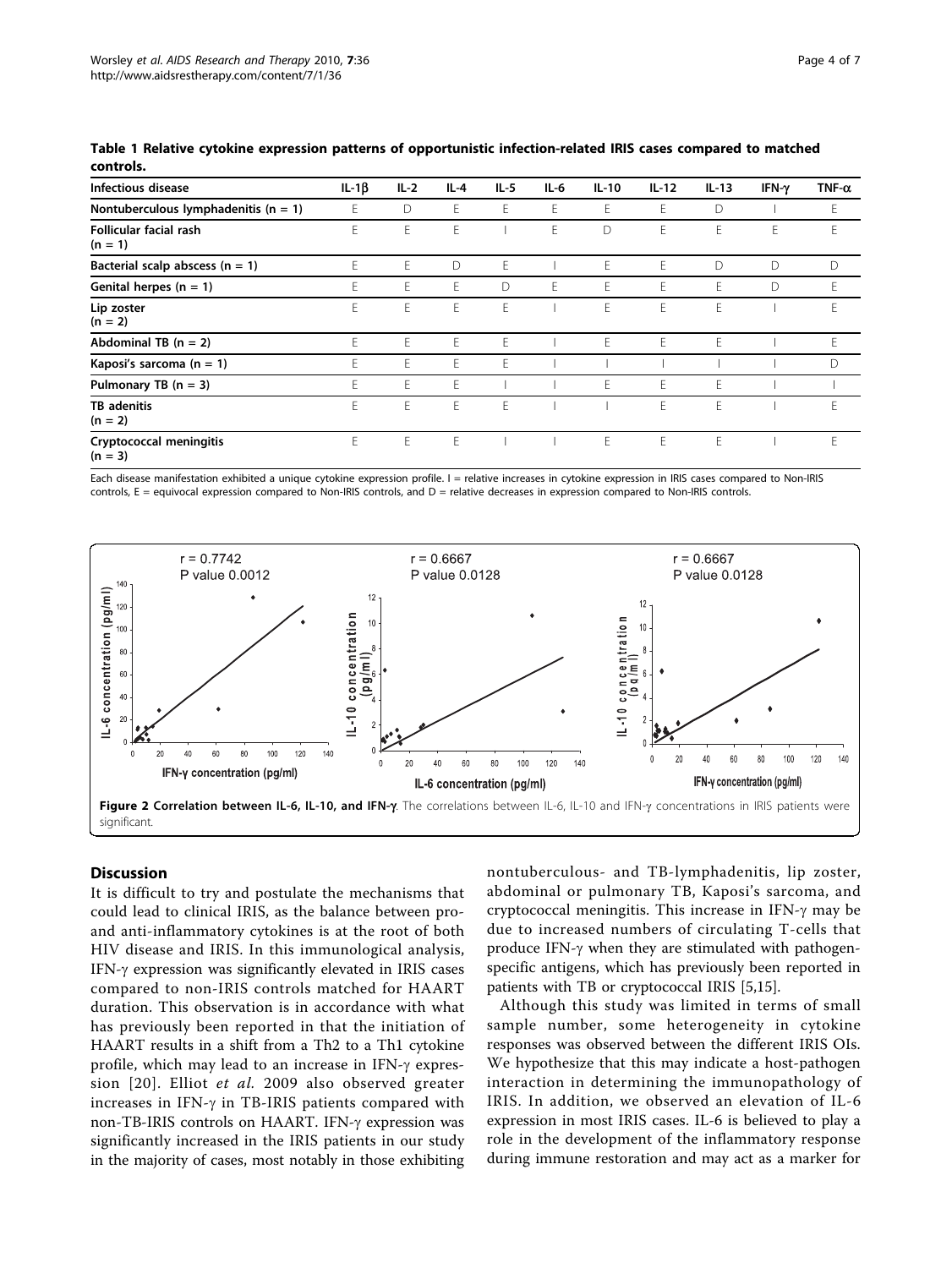**Table 1 Relative cytokine expression patterns of opportunistic infection-related IRIS cases compared to matched controls.**

| Infectious disease | IL-1β | IL-2 | IL-4 | IL-5 | IL-6 | IL-10 | IL-12 | IL-13 | IFN-γ | TNF-α |
|---|---|---|---|---|---|---|---|---|---|---|
| Nontuberculous lymphadenitis (n = 1) | E | D | E | E | E | E | E | D | I | E |
| Follicular facial rash (n = 1) | E | E | E | I | E | D | E | E | E | E |
| Bacterial scalp abscess (n = 1) | E | E | D | E | I | E | E | D | D | D |
| Genital herpes (n = 1) | E | E | E | D | E | E | E | E | D | E |
| Lip zoster (n = 2) | E | E | E | E | I | E | E | E | I | E |
| Abdominal TB (n = 2) | E | E | E | E | I | E | E | E | I | E |
| Kaposi's sarcoma (n = 1) | E | E | E | E | I | I | I | I | I | D |
| Pulmonary TB (n = 3) | E | E | E | I | I | E | E | E | I | I |
| TB adenitis (n = 2) | E | E | E | E | I | I | E | E | I | E |
| Cryptococcal meningitis (n = 3) | E | E | E | I | I | E | E | E | I | E |

Each disease manifestation exhibited a unique cytokine expression profile. I = relative increases in cytokine expression in IRIS cases compared to Non-IRIS controls, E = equivocal expression compared to Non-IRIS controls, and D = relative decreases in expression compared to Non-IRIS controls.

**Figure 2 Correlation between IL-6, IL-10, and IFN-γ**. The correlations between IL-6, IL-10 and IFN-γ concentrations in IRIS patients were significant.

## Discussion

It is difficult to try and postulate the mechanisms that could lead to clinical IRIS, as the balance between pro- and anti-inflammatory cytokines is at the root of both HIV disease and IRIS. In this immunological analysis, IFN-γ expression was significantly elevated in IRIS cases compared to non-IRIS controls matched for HAART duration. This observation is in accordance with what has previously been reported in that the initiation of HAART results in a shift from a Th2 to a Th1 cytokine profile, which may lead to an increase in IFN-γ expression [20]. Elliot *et al.* 2009 also observed greater increases in IFN-γ in TB-IRIS patients compared with non-TB-IRIS controls on HAART. IFN-γ expression was significantly increased in the IRIS patients in our study in the majority of cases, most notably in those exhibiting nontuberculous- and TB-lymphadenitis, lip zoster, abdominal or pulmonary TB, Kaposi's sarcoma, and cryptococcal meningitis. This increase in IFN-γ may be due to increased numbers of circulating T-cells that produce IFN-γ when they are stimulated with pathogen-specific antigens, which has previously been reported in patients with TB or cryptococcal IRIS [5,15].

Although this study was limited in terms of small sample number, some heterogeneity in cytokine responses was observed between the different IRIS OIs. We hypothesize that this may indicate a host-pathogen interaction in determining the immunopathology of IRIS. In addition, we observed an elevation of IL-6 expression in most IRIS cases. IL-6 is believed to play a role in the development of the inflammatory response during immune restoration and may act as a marker for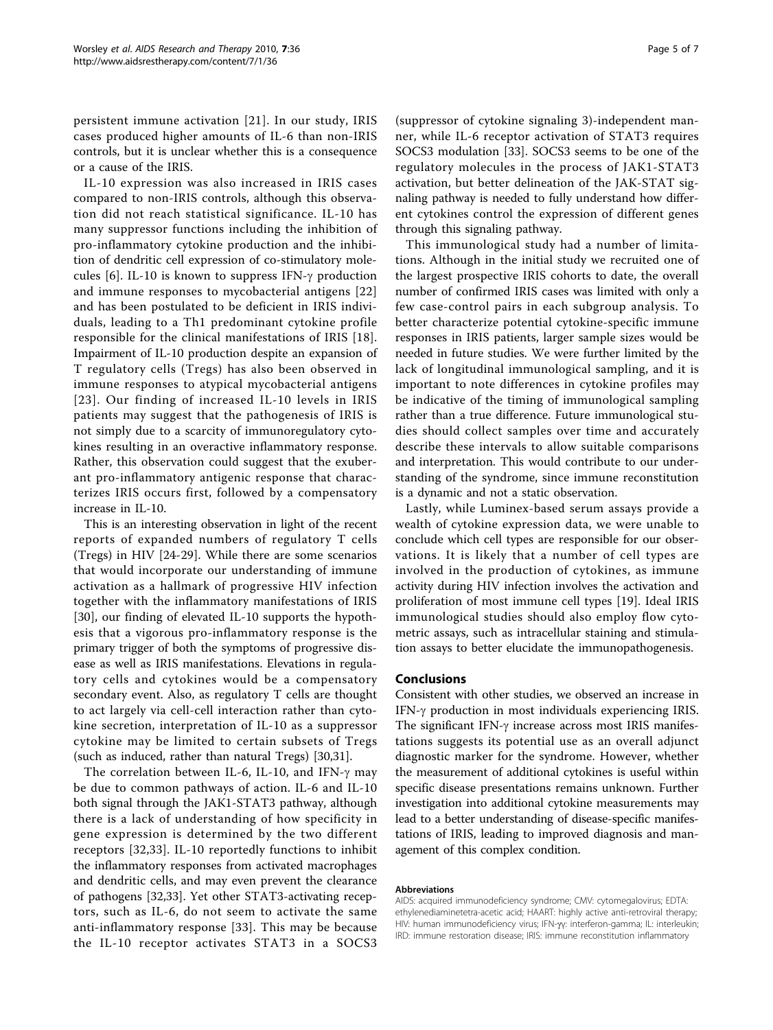persistent immune activation [21]. In our study, IRIS cases produced higher amounts of IL-6 than non-IRIS controls, but it is unclear whether this is a consequence or a cause of the IRIS.

IL-10 expression was also increased in IRIS cases compared to non-IRIS controls, although this observation did not reach statistical significance. IL-10 has many suppressor functions including the inhibition of pro-inflammatory cytokine production and the inhibition of dendritic cell expression of co-stimulatory molecules [6]. IL-10 is known to suppress IFN-γ production and immune responses to mycobacterial antigens [22] and has been postulated to be deficient in IRIS individuals, leading to a Th1 predominant cytokine profile responsible for the clinical manifestations of IRIS [18]. Impairment of IL-10 production despite an expansion of T regulatory cells (Tregs) has also been observed in immune responses to atypical mycobacterial antigens [23]. Our finding of increased IL-10 levels in IRIS patients may suggest that the pathogenesis of IRIS is not simply due to a scarcity of immunoregulatory cytokines resulting in an overactive inflammatory response. Rather, this observation could suggest that the exuberant pro-inflammatory antigenic response that characterizes IRIS occurs first, followed by a compensatory increase in IL-10.

This is an interesting observation in light of the recent reports of expanded numbers of regulatory T cells (Tregs) in HIV [24-29]. While there are some scenarios that would incorporate our understanding of immune activation as a hallmark of progressive HIV infection together with the inflammatory manifestations of IRIS [30], our finding of elevated IL-10 supports the hypothesis that a vigorous pro-inflammatory response is the primary trigger of both the symptoms of progressive disease as well as IRIS manifestations. Elevations in regulatory cells and cytokines would be a compensatory secondary event. Also, as regulatory T cells are thought to act largely via cell-cell interaction rather than cytokine secretion, interpretation of IL-10 as a suppressor cytokine may be limited to certain subsets of Tregs (such as induced, rather than natural Tregs) [30,31].

The correlation between IL-6, IL-10, and IFN-γ may be due to common pathways of action. IL-6 and IL-10 both signal through the JAK1-STAT3 pathway, although there is a lack of understanding of how specificity in gene expression is determined by the two different receptors [32,33]. IL-10 reportedly functions to inhibit the inflammatory responses from activated macrophages and dendritic cells, and may even prevent the clearance of pathogens [32,33]. Yet other STAT3-activating receptors, such as IL-6, do not seem to activate the same anti-inflammatory response [33]. This may be because the IL-10 receptor activates STAT3 in a SOCS3 (suppressor of cytokine signaling 3)-independent manner, while IL-6 receptor activation of STAT3 requires SOCS3 modulation [33]. SOCS3 seems to be one of the regulatory molecules in the process of JAK1-STAT3 activation, but better delineation of the JAK-STAT signaling pathway is needed to fully understand how different cytokines control the expression of different genes through this signaling pathway.

This immunological study had a number of limitations. Although in the initial study we recruited one of the largest prospective IRIS cohorts to date, the overall number of confirmed IRIS cases was limited with only a few case-control pairs in each subgroup analysis. To better characterize potential cytokine-specific immune responses in IRIS patients, larger sample sizes would be needed in future studies. We were further limited by the lack of longitudinal immunological sampling, and it is important to note differences in cytokine profiles may be indicative of the timing of immunological sampling rather than a true difference. Future immunological studies should collect samples over time and accurately describe these intervals to allow suitable comparisons and interpretation. This would contribute to our understanding of the syndrome, since immune reconstitution is a dynamic and not a static observation.

Lastly, while Luminex-based serum assays provide a wealth of cytokine expression data, we were unable to conclude which cell types are responsible for our observations. It is likely that a number of cell types are involved in the production of cytokines, as immune activity during HIV infection involves the activation and proliferation of most immune cell types [19]. Ideal IRIS immunological studies should also employ flow cytometric assays, such as intracellular staining and stimulation assays to better elucidate the immunopathogenesis.

## Conclusions

Consistent with other studies, we observed an increase in IFN-γ production in most individuals experiencing IRIS. The significant IFN-γ increase across most IRIS manifestations suggests its potential use as an overall adjunct diagnostic marker for the syndrome. However, whether the measurement of additional cytokines is useful within specific disease presentations remains unknown. Further investigation into additional cytokine measurements may lead to a better understanding of disease-specific manifestations of IRIS, leading to improved diagnosis and management of this complex condition.

#### Abbreviations

AIDS: acquired immunodeficiency syndrome; CMV: cytomegalovirus; EDTA: ethylenediaminetetra-acetic acid; HAART: highly active anti-retroviral therapy; HIV: human immunodeficiency virus; IFN-γγ: interferon-gamma; IL: interleukin; IRD: immune restoration disease; IRIS: immune reconstitution inflammatory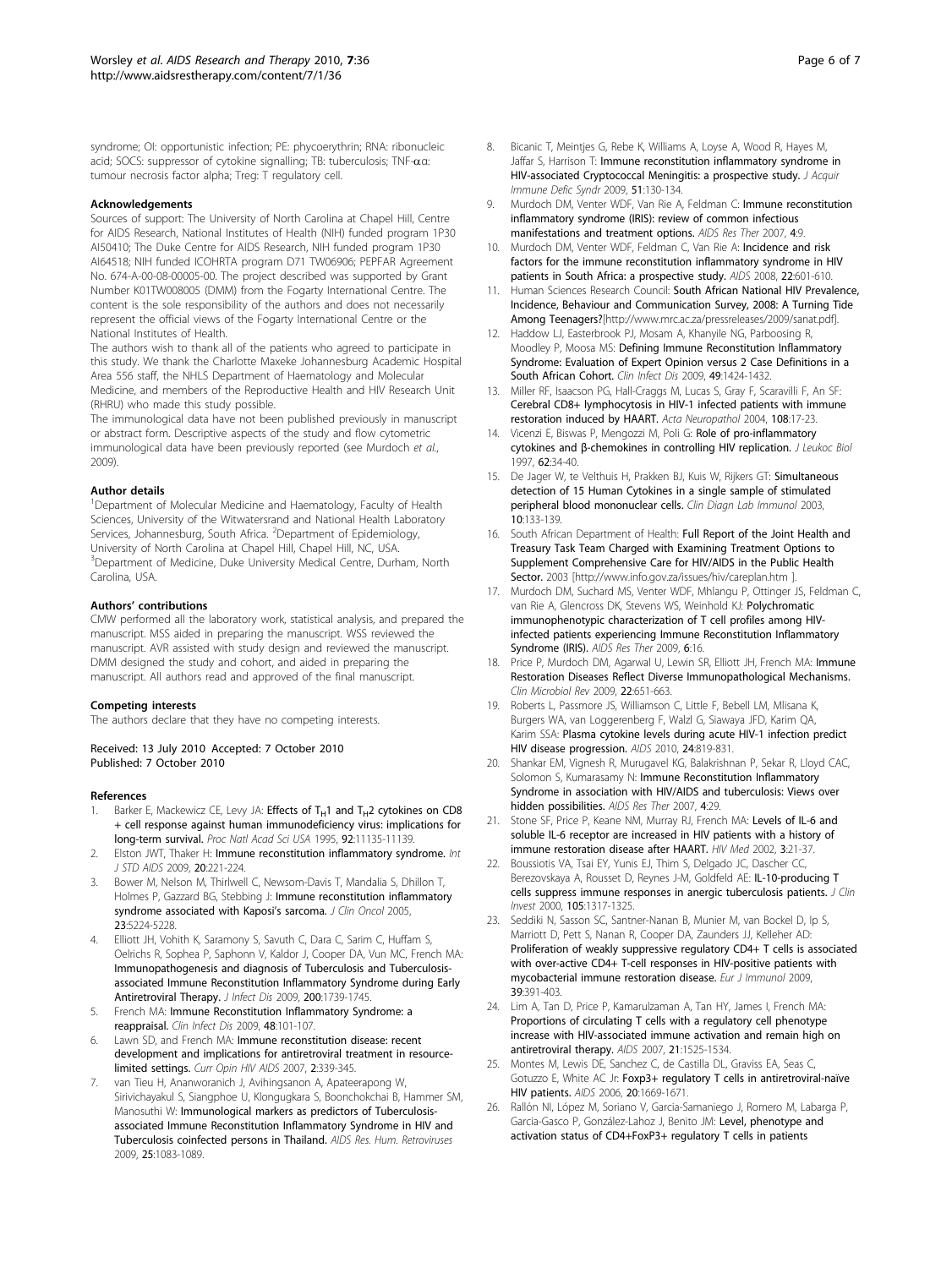syndrome; OI: opportunistic infection; PE: phycoerythrin; RNA: ribonucleic acid; SOCS: suppressor of cytokine signalling; TB: tuberculosis; TNF-αα: tumour necrosis factor alpha; Treg: T regulatory cell.

#### Acknowledgements

Sources of support: The University of North Carolina at Chapel Hill, Centre for AIDS Research, National Institutes of Health (NIH) funded program 1P30 AI50410; The Duke Centre for AIDS Research, NIH funded program 1P30 AI64518; NIH funded ICOHRTA program D71 TW06906; PEPFAR Agreement No. 674-A-00-08-00005-00. The project described was supported by Grant Number K01TW008005 (DMM) from the Fogarty International Centre. The content is the sole responsibility of the authors and does not necessarily represent the official views of the Fogarty International Centre or the National Institutes of Health.

The authors wish to thank all of the patients who agreed to participate in this study. We thank the Charlotte Maxeke Johannesburg Academic Hospital Area 556 staff, the NHLS Department of Haematology and Molecular Medicine, and members of the Reproductive Health and HIV Research Unit (RHRU) who made this study possible.

The immunological data have not been published previously in manuscript or abstract form. Descriptive aspects of the study and flow cytometric immunological data have been previously reported (see Murdoch *et al.*, 2009).

#### Author details

[1]Department of Molecular Medicine and Haematology, Faculty of Health Sciences, University of the Witwatersrand and National Health Laboratory Services, Johannesburg, South Africa. [2]Department of Epidemiology, University of North Carolina at Chapel Hill, Chapel Hill, NC, USA. [3]Department of Medicine, Duke University Medical Centre, Durham, North Carolina, USA.

#### Authors' contributions

CMW performed all the laboratory work, statistical analysis, and prepared the manuscript. MSS aided in preparing the manuscript. WSS reviewed the manuscript. AVR assisted with study design and reviewed the manuscript. DMM designed the study and cohort, and aided in preparing the manuscript. All authors read and approved of the final manuscript.

#### Competing interests

The authors declare that they have no competing interests.

Received: 13 July 2010 Accepted: 7 October 2010
Published: 7 October 2010

#### References

1. Barker E, Mackewicz CE, Levy JA: **Effects of $T_H1$ and $T_H2$ cytokines on CD8 + cell response against human immunodeficiency virus: implications for long-term survival.** *Proc Natl Acad Sci USA* 1995, **92**:11135-11139.
2. Elston JWT, Thaker H: **Immune reconstitution inflammatory syndrome.** *Int J STD AIDS* 2009, **20**:221-224.
3. Bower M, Nelson M, Thirlwell C, Newsom-Davis T, Mandalia S, Dhillon T, Holmes P, Gazzard BG, Stebbing J: **Immune reconstitution inflammatory syndrome associated with Kaposi's sarcoma.** *J Clin Oncol* 2005, **23**:5224-5228.
4. Elliott JH, Vohith K, Saramony S, Savuth C, Dara C, Sarim C, Huffam S, Oelrichs R, Sophea P, Saphonn V, Kaldor J, Cooper DA, Vun MC, French MA: **Immunopathogenesis and diagnosis of Tuberculosis and Tuberculosis-associated Immune Reconstitution Inflammatory Syndrome during Early Antiretroviral Therapy.** *J Infect Dis* 2009, **200**:1739-1745.
5. French MA: **Immune Reconstitution Inflammatory Syndrome: a reappraisal.** *Clin Infect Dis* 2009, **48**:101-107.
6. Lawn SD, and French MA: **Immune reconstitution disease: recent development and implications for antiretroviral treatment in resource-limited settings.** *Curr Opin HIV AIDS* 2007, **2**:339-345.
7. van Tieu H, Ananworanich J, Avihingsanon A, Apateerapong W, Sirivichayakul S, Siangphoe U, Klongugkara S, Boonchokchai B, Hammer SM, Manosuthi W: **Immunological markers as predictors of Tuberculosis-associated Immune Reconstitution Inflammatory Syndrome in HIV and Tuberculosis coinfected persons in Thailand.** *AIDS Res. Hum. Retroviruses* 2009, **25**:1083-1089.
8. Bicanic T, Meintjes G, Rebe K, Williams A, Loyse A, Wood R, Hayes M, Jaffar S, Harrison T: **Immune reconstitution inflammatory syndrome in HIV-associated Cryptococcal Meningitis: a prospective study.** *J Acquir Immune Defic Syndr* 2009, **51**:130-134.
9. Murdoch DM, Venter WDF, Van Rie A, Feldman C: **Immune reconstitution inflammatory syndrome (IRIS): review of common infectious manifestations and treatment options.** *AIDS Res Ther* 2007, **4**:9.
10. Murdoch DM, Venter WDF, Feldman C, Van Rie A: **Incidence and risk factors for the immune reconstitution inflammatory syndrome in HIV patients in South Africa: a prospective study.** *AIDS* 2008, **22**:601-610.
11. Human Sciences Research Council: **South African National HIV Prevalence, Incidence, Behaviour and Communication Survey, 2008: A Turning Tide Among Teenagers?**[http://www.mrc.ac.za/pressreleases/2009/sanat.pdf].
12. Haddow LJ, Easterbrook PJ, Mosam A, Khanyile NG, Parboosing R, Moodley P, Moosa MS: **Defining Immune Reconstitution Inflammatory Syndrome: Evaluation of Expert Opinion versus 2 Case Definitions in a South African Cohort.** *Clin Infect Dis* 2009, **49**:1424-1432.
13. Miller RF, Isaacson PG, Hall-Craggs M, Lucas S, Gray F, Scaravilli F, An SF: **Cerebral CD8+ lymphocytosis in HIV-1 infected patients with immune restoration induced by HAART.** *Acta Neuropathol* 2004, **108**:17-23.
14. Vicenzi E, Biswas P, Mengozzi M, Poli G: **Role of pro-inflammatory cytokines and β-chemokines in controlling HIV replication.** *J Leukoc Biol* 1997, **62**:34-40.
15. De Jager W, te Velthuis H, Prakken BJ, Kuis W, Rijkers GT: **Simultaneous detection of 15 Human Cytokines in a single sample of stimulated peripheral blood mononuclear cells.** *Clin Diagn Lab Immunol* 2003, **10**:133-139.
16. South African Department of Health: **Full Report of the Joint Health and Treasury Task Team Charged with Examining Treatment Options to Supplement Comprehensive Care for HIV/AIDS in the Public Health Sector.** 2003 [http://www.info.gov.za/issues/hiv/careplan.htm ].
17. Murdoch DM, Suchard MS, Venter WDF, Mhlangu P, Ottinger JS, Feldman C, van Rie A, Glencross DK, Stevens WS, Weinhold KJ: **Polychromatic immunophenotypic characterization of T cell profiles among HIV-infected patients experiencing Immune Reconstitution Inflammatory Syndrome (IRIS).** *AIDS Res Ther* 2009, **6**:16.
18. Price P, Murdoch DM, Agarwal U, Lewin SR, Elliott JH, French MA: **Immune Restoration Diseases Reflect Diverse Immunopathological Mechanisms.** *Clin Microbiol Rev* 2009, **22**:651-663.
19. Roberts L, Passmore JS, Williamson C, Little F, Bebell LM, Mlisana K, Burgers WA, van Loggerenberg F, Walzl G, Siawaya JFD, Karim QA, Karim SSA: **Plasma cytokine levels during acute HIV-1 infection predict HIV disease progression.** *AIDS* 2010, **24**:819-831.
20. Shankar EM, Vignesh R, Murugavel KG, Balakrishnan P, Sekar R, Lloyd CAC, Solomon S, Kumarasamy N: **Immune Reconstitution Inflammatory Syndrome in association with HIV/AIDS and tuberculosis: Views over hidden possibilities.** *AIDS Res Ther* 2007, **4**:29.
21. Stone SF, Price P, Keane NM, Murray RJ, French MA: **Levels of IL-6 and soluble IL-6 receptor are increased in HIV patients with a history of immune restoration disease after HAART.** *HIV Med* 2002, **3**:21-37.
22. Boussiotis VA, Tsai EY, Yunis EJ, Thim S, Delgado JC, Dascher CC, Berezovskaya A, Rousset D, Reynes J-M, Goldfeld AE: **IL-10-producing T cells suppress immune responses in anergic tuberculosis patients.** *J Clin Invest* 2000, **105**:1317-1325.
23. Seddiki N, Sasson SC, Santner-Nanan B, Munier M, van Bockel D, Ip S, Marriott D, Pett S, Nanan R, Cooper DA, Zaunders JJ, Kelleher AD: **Proliferation of weakly suppressive regulatory CD4+ T cells is associated with over-active CD4+ T-cell responses in HIV-positive patients with mycobacterial immune restoration disease.** *Eur J Immunol* 2009, **39**:391-403.
24. Lim A, Tan D, Price P, Kamarulzaman A, Tan HY, James I, French MA: **Proportions of circulating T cells with a regulatory cell phenotype increase with HIV-associated immune activation and remain high on antiretroviral therapy.** *AIDS* 2007, **21**:1525-1534.
25. Montes M, Lewis DE, Sanchez C, de Castilla DL, Graviss EA, Seas C, Gotuzzo E, White AC Jr: **Foxp3+ regulatory T cells in antiretroviral-naïve HIV patients.** *AIDS* 2006, **20**:1669-1671.
26. Rallón NI, López M, Soriano V, Garcia-Samaniego J, Romero M, Labarga P, Garcia-Gasco P, González-Lahoz J, Benito JM: **Level, phenotype and activation status of CD4+FoxP3+ regulatory T cells in patients**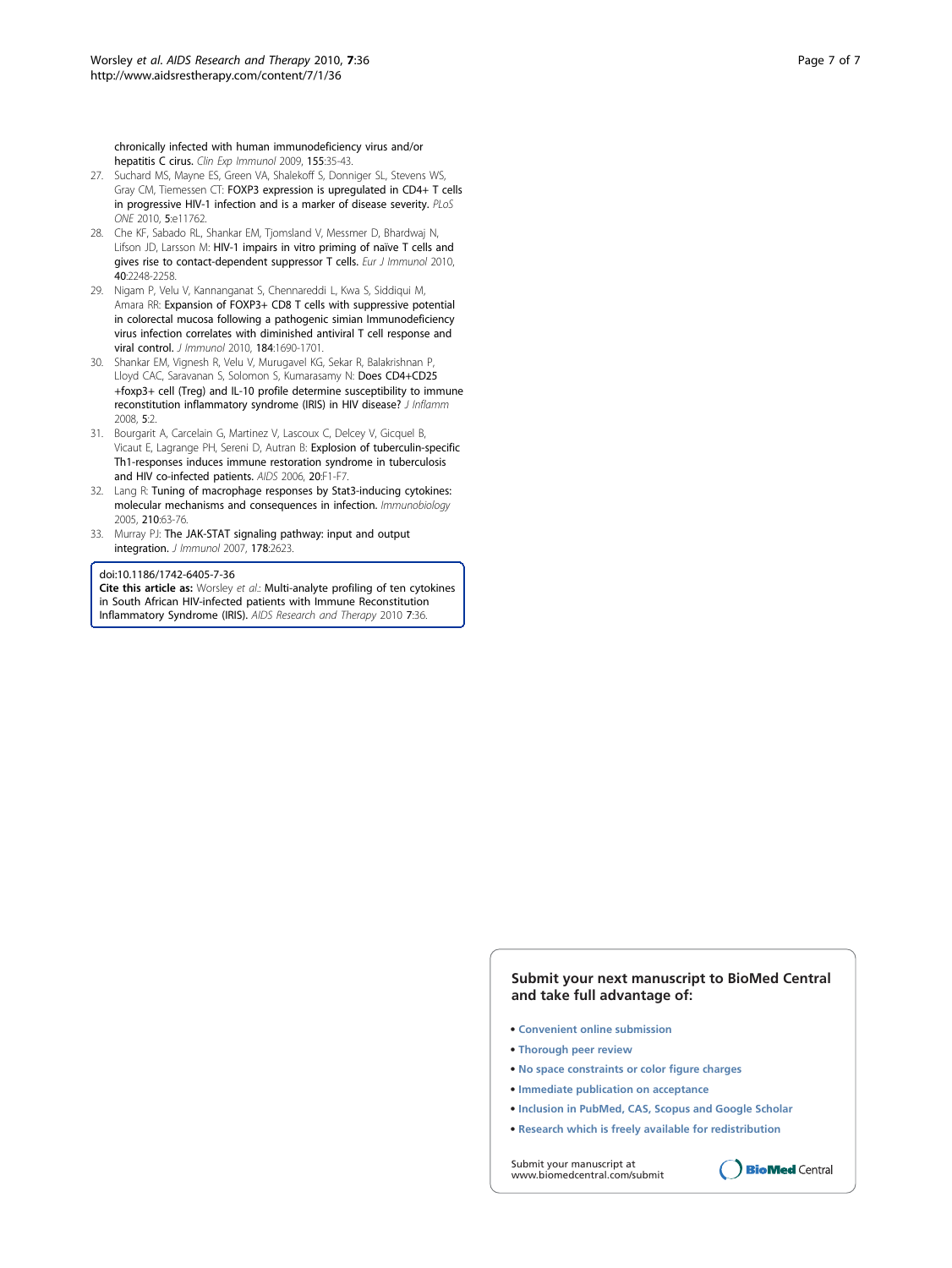chronically infected with human immunodeficiency virus and/or hepatitis C cirus. *Clin Exp Immunol* 2009, **155**:35-43.

27. Suchard MS, Mayne ES, Green VA, Shalekoff S, Donniger SL, Stevens WS, Gray CM, Tiemessen CT: **FOXP3 expression is upregulated in CD4+ T cells in progressive HIV-1 infection and is a marker of disease severity.** *PLoS ONE* 2010, **5**:e11762.
28. Che KF, Sabado RL, Shankar EM, Tjomsland V, Messmer D, Bhardwaj N, Lifson JD, Larsson M: **HIV-1 impairs in vitro priming of naïve T cells and gives rise to contact-dependent suppressor T cells.** *Eur J Immunol* 2010, **40**:2248-2258.
29. Nigam P, Velu V, Kannanganat S, Chennareddi L, Kwa S, Siddiqui M, Amara RR: **Expansion of FOXP3+ CD8 T cells with suppressive potential in colorectal mucosa following a pathogenic simian Immunodeficiency virus infection correlates with diminished antiviral T cell response and viral control.** *J Immunol* 2010, **184**:1690-1701.
30. Shankar EM, Vignesh R, Velu V, Murugavel KG, Sekar R, Balakrishnan P, Lloyd CAC, Saravanan S, Solomon S, Kumarasamy N: **Does CD4+CD25+foxp3+ cell (Treg) and IL-10 profile determine susceptibility to immune reconstitution inflammatory syndrome (IRIS) in HIV disease?** *J Inflamm* 2008, **5**:2.
31. Bourgarit A, Carcelain G, Martinez V, Lascoux C, Delcey V, Gicquel B, Vicaut E, Lagrange PH, Sereni D, Autran B: **Explosion of tuberculin-specific Th1-responses induces immune restoration syndrome in tuberculosis and HIV co-infected patients.** *AIDS* 2006, **20**:F1-F7.
32. Lang R: **Tuning of macrophage responses by Stat3-inducing cytokines: molecular mechanisms and consequences in infection.** *Immunobiology* 2005, **210**:63-76.
33. Murray PJ: **The JAK-STAT signaling pathway: input and output integration.** *J Immunol* 2007, **178**:2623.

doi:10.1186/1742-6405-7-36
**Cite this article as:** Worsley *et al.*: Multi-analyte profiling of ten cytokines in South African HIV-infected patients with Immune Reconstitution Inflammatory Syndrome (IRIS). *AIDS Research and Therapy* 2010 **7**:36.

**Submit your next manuscript to BioMed Central and take full advantage of:**

- Convenient online submission
- Thorough peer review
- No space constraints or color figure charges
- Immediate publication on acceptance
- Inclusion in PubMed, CAS, Scopus and Google Scholar
- Research which is freely available for redistribution

Submit your manuscript at
www.biomedcentral.com/submit

BioMed Central